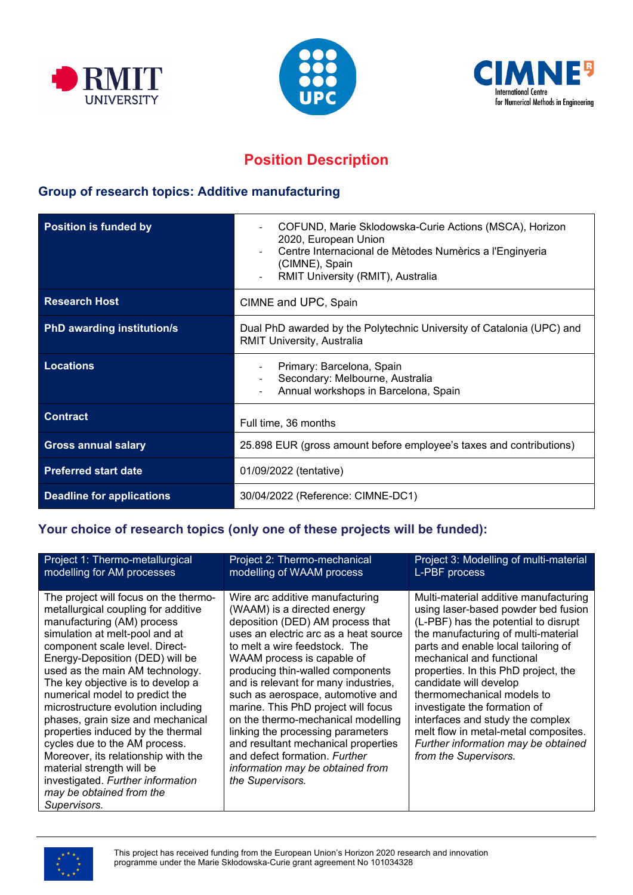# Position Description

## Group of research topics: Additive manufacturing

| Position is funded by | - COFUND, Marie Sklodowska-Curie Actions (MSCA), Horizon 2020, European Union<br>- Centre Internacional de Mètodes Numèrics a l'Enginyeria (CIMNE), Spain<br>- RMIT University (RMIT), Australia |
|---|---|
| **Research Host** | CIMNE and UPC, Spain |
| **PhD awarding institution/s** | Dual PhD awarded by the Polytechnic University of Catalonia (UPC) and RMIT University, Australia |
| **Locations** | - Primary: Barcelona, Spain<br>- Secondary: Melbourne, Australia<br>- Annual workshops in Barcelona, Spain |
| **Contract** | Full time, 36 months |
| **Gross annual salary** | 25.898 EUR (gross amount before employee's taxes and contributions) |
| **Preferred start date** | 01/09/2022 (tentative) |
| **Deadline for applications** | 30/04/2022 (Reference: CIMNE-DC1) |

## Your choice of research topics (only one of these projects will be funded):

| Project 1: Thermo-metallurgical modelling for AM processes | Project 2: Thermo-mechanical modelling of WAAM process | Project 3: Modelling of multi-material L-PBF process |
|---|---|---|
| The project will focus on the thermo-metallurgical coupling for additive manufacturing (AM) process simulation at melt-pool and at component scale level. Direct-Energy-Deposition (DED) will be used as the main AM technology. The key objective is to develop a numerical model to predict the microstructure evolution including phases, grain size and mechanical properties induced by the thermal cycles due to the AM process. Moreover, its relationship with the material strength will be investigated. *Further information may be obtained from the Supervisors.* | Wire arc additive manufacturing (WAAM) is a directed energy deposition (DED) AM process that uses an electric arc as a heat source to melt a wire feedstock. The WAAM process is capable of producing thin-walled components and is relevant for many industries, such as aerospace, automotive and marine. This PhD project will focus on the thermo-mechanical modelling linking the processing parameters and resultant mechanical properties and defect formation. *Further information may be obtained from the Supervisors.* | Multi-material additive manufacturing using laser-based powder bed fusion (L-PBF) has the potential to disrupt the manufacturing of multi-material parts and enable local tailoring of mechanical and functional properties. In this PhD project, the candidate will develop thermomechanical models to investigate the formation of interfaces and study the complex melt flow in metal-metal composites. *Further information may be obtained from the Supervisors.* |

This project has received funding from the European Union's Horizon 2020 research and innovation programme under the Marie Skłodowska-Curie grant agreement No 101034328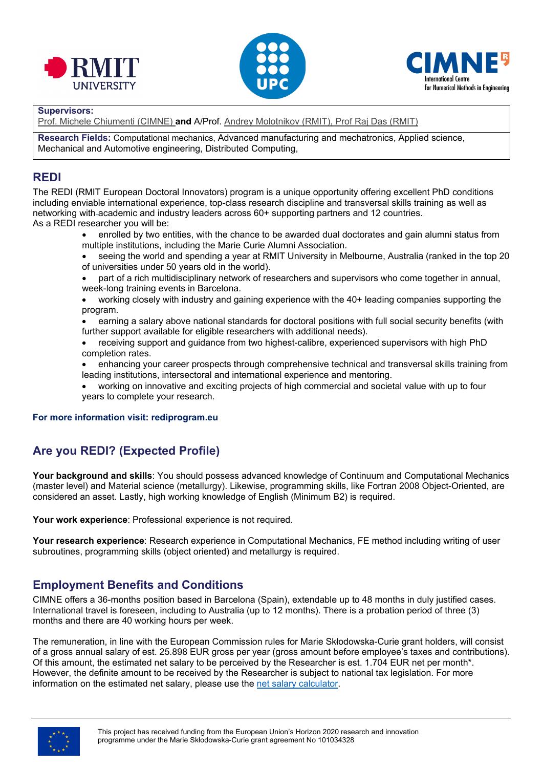**Supervisors:**
Prof. Michele Chiumenti (CIMNE) **and** A/Prof. Andrey Molotnikov (RMIT), Prof Raj Das (RMIT)

**Research Fields:** Computational mechanics, Advanced manufacturing and mechatronics, Applied science, Mechanical and Automotive engineering, Distributed Computing,

## REDI

The REDI (RMIT European Doctoral Innovators) program is a unique opportunity offering excellent PhD conditions including enviable international experience, top-class research discipline and transversal skills training as well as networking with academic and industry leaders across 60+ supporting partners and 12 countries.
As a REDI researcher you will be:

- enrolled by two entities, with the chance to be awarded dual doctorates and gain alumni status from multiple institutions, including the Marie Curie Alumni Association.
- seeing the world and spending a year at RMIT University in Melbourne, Australia (ranked in the top 20 of universities under 50 years old in the world).
- part of a rich multidisciplinary network of researchers and supervisors who come together in annual, week-long training events in Barcelona.
- working closely with industry and gaining experience with the 40+ leading companies supporting the program.
- earning a salary above national standards for doctoral positions with full social security benefits (with further support available for eligible researchers with additional needs).
- receiving support and guidance from two highest-calibre, experienced supervisors with high PhD completion rates.
- enhancing your career prospects through comprehensive technical and transversal skills training from leading institutions, intersectoral and international experience and mentoring.
- working on innovative and exciting projects of high commercial and societal value with up to four years to complete your research.

**For more information visit: rediprogram.eu**

## Are you REDI? (Expected Profile)

**Your background and skills**: You should possess advanced knowledge of Continuum and Computational Mechanics (master level) and Material science (metallurgy). Likewise, programming skills, like Fortran 2008 Object-Oriented, are considered an asset. Lastly, high working knowledge of English (Minimum B2) is required.

**Your work experience**: Professional experience is not required.

**Your research experience**: Research experience in Computational Mechanics, FE method including writing of user subroutines, programming skills (object oriented) and metallurgy is required.

## Employment Benefits and Conditions

CIMNE offers a 36-months position based in Barcelona (Spain), extendable up to 48 months in duly justified cases. International travel is foreseen, including to Australia (up to 12 months). There is a probation period of three (3) months and there are 40 working hours per week.

The remuneration, in line with the European Commission rules for Marie Skłodowska-Curie grant holders, will consist of a gross annual salary of est. 25.898 EUR gross per year (gross amount before employee's taxes and contributions). Of this amount, the estimated net salary to be perceived by the Researcher is est. 1.704 EUR net per month*. However, the definite amount to be received by the Researcher is subject to national tax legislation. For more information on the estimated net salary, please use the net salary calculator.

This project has received funding from the European Union's Horizon 2020 research and innovation programme under the Marie Skłodowska-Curie grant agreement No 101034328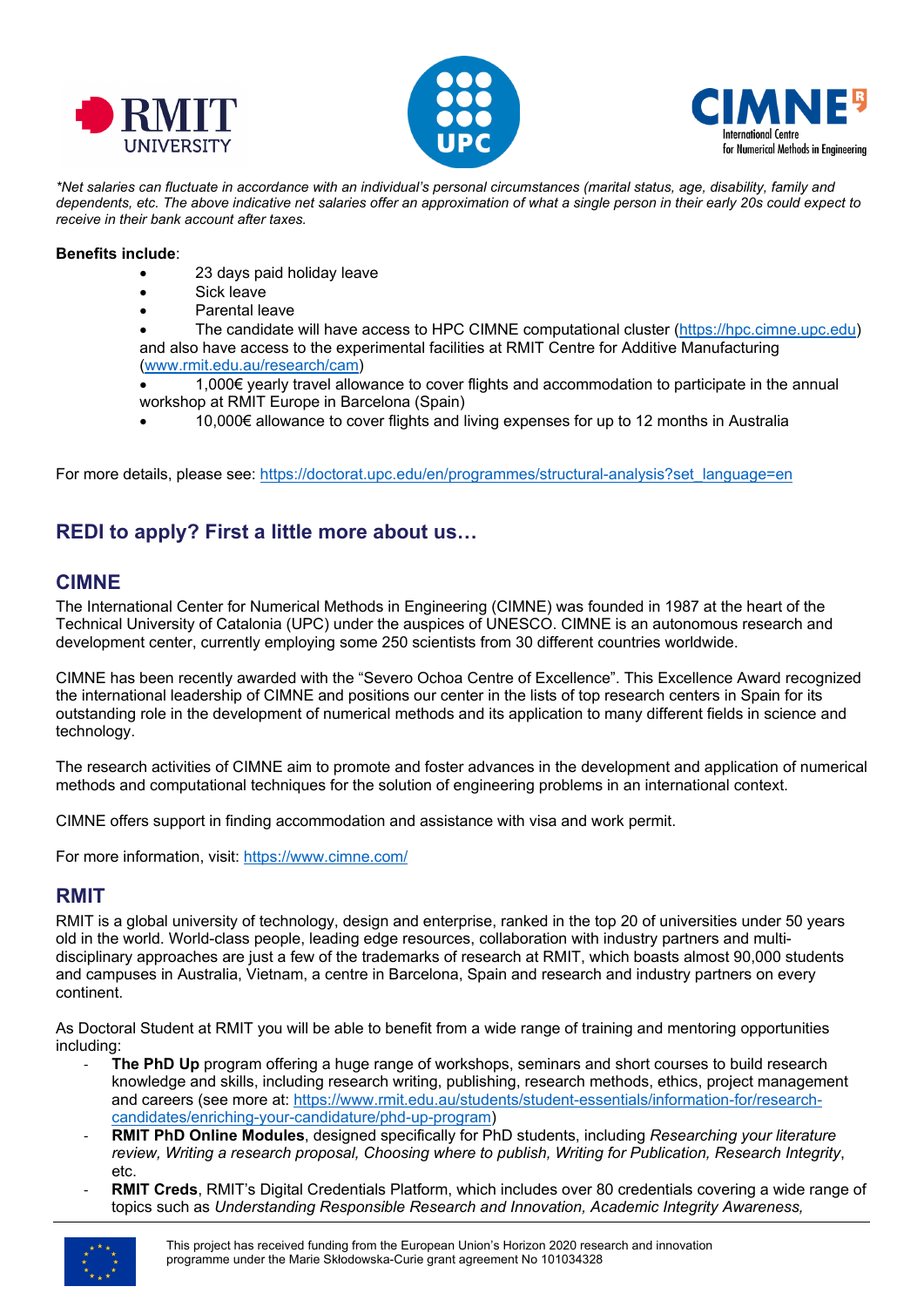*\*Net salaries can fluctuate in accordance with an individual's personal circumstances (marital status, age, disability, family and dependents, etc. The above indicative net salaries offer an approximation of what a single person in their early 20s could expect to receive in their bank account after taxes.*

**Benefits include**:

- 23 days paid holiday leave
- Sick leave
- Parental leave
- The candidate will have access to HPC CIMNE computational cluster (https://hpc.cimne.upc.edu) and also have access to the experimental facilities at RMIT Centre for Additive Manufacturing (www.rmit.edu.au/research/cam)
- 1,000€ yearly travel allowance to cover flights and accommodation to participate in the annual workshop at RMIT Europe in Barcelona (Spain)
- 10,000€ allowance to cover flights and living expenses for up to 12 months in Australia

For more details, please see: https://doctorat.upc.edu/en/programmes/structural-analysis?set_language=en

## REDI to apply? First a little more about us…

## CIMNE

The International Center for Numerical Methods in Engineering (CIMNE) was founded in 1987 at the heart of the Technical University of Catalonia (UPC) under the auspices of UNESCO. CIMNE is an autonomous research and development center, currently employing some 250 scientists from 30 different countries worldwide.

CIMNE has been recently awarded with the "Severo Ochoa Centre of Excellence". This Excellence Award recognized the international leadership of CIMNE and positions our center in the lists of top research centers in Spain for its outstanding role in the development of numerical methods and its application to many different fields in science and technology.

The research activities of CIMNE aim to promote and foster advances in the development and application of numerical methods and computational techniques for the solution of engineering problems in an international context.

CIMNE offers support in finding accommodation and assistance with visa and work permit.

For more information, visit: https://www.cimne.com/

## RMIT

RMIT is a global university of technology, design and enterprise, ranked in the top 20 of universities under 50 years old in the world. World-class people, leading edge resources, collaboration with industry partners and multi-disciplinary approaches are just a few of the trademarks of research at RMIT, which boasts almost 90,000 students and campuses in Australia, Vietnam, a centre in Barcelona, Spain and research and industry partners on every continent.

As Doctoral Student at RMIT you will be able to benefit from a wide range of training and mentoring opportunities including:

- **The PhD Up** program offering a huge range of workshops, seminars and short courses to build research knowledge and skills, including research writing, publishing, research methods, ethics, project management and careers (see more at: https://www.rmit.edu.au/students/student-essentials/information-for/research-candidates/enriching-your-candidature/phd-up-program)
- **RMIT PhD Online Modules**, designed specifically for PhD students, including *Researching your literature review, Writing a research proposal, Choosing where to publish, Writing for Publication, Research Integrity*, etc.
- **RMIT Creds**, RMIT's Digital Credentials Platform, which includes over 80 credentials covering a wide range of topics such as *Understanding Responsible Research and Innovation, Academic Integrity Awareness,*

This project has received funding from the European Union's Horizon 2020 research and innovation programme under the Marie Skłodowska-Curie grant agreement No 101034328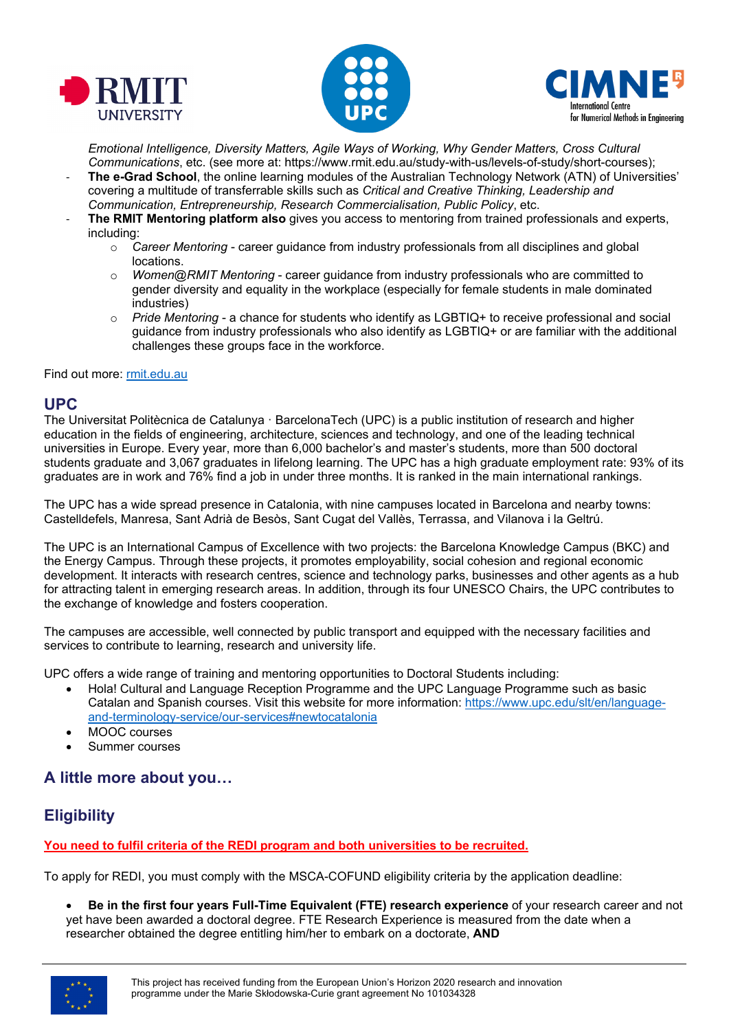*Emotional Intelligence, Diversity Matters, Agile Ways of Working, Why Gender Matters, Cross Cultural Communications*, etc. (see more at: https://www.rmit.edu.au/study-with-us/levels-of-study/short-courses);

- **The e-Grad School**, the online learning modules of the Australian Technology Network (ATN) of Universities' covering a multitude of transferrable skills such as *Critical and Creative Thinking, Leadership and Communication, Entrepreneurship, Research Commercialisation, Public Policy*, etc.
- **The RMIT Mentoring platform also** gives you access to mentoring from trained professionals and experts, including:
  - *Career Mentoring* - career guidance from industry professionals from all disciplines and global locations.
  - *Women@RMIT Mentoring* - career guidance from industry professionals who are committed to gender diversity and equality in the workplace (especially for female students in male dominated industries)
  - *Pride Mentoring* - a chance for students who identify as LGBTIQ+ to receive professional and social guidance from industry professionals who also identify as LGBTIQ+ or are familiar with the additional challenges these groups face in the workforce.

Find out more: [rmit.edu.au](rmit.edu.au)

## UPC

The Universitat Politècnica de Catalunya · BarcelonaTech (UPC) is a public institution of research and higher education in the fields of engineering, architecture, sciences and technology, and one of the leading technical universities in Europe. Every year, more than 6,000 bachelor's and master's students, more than 500 doctoral students graduate and 3,067 graduates in lifelong learning. The UPC has a high graduate employment rate: 93% of its graduates are in work and 76% find a job in under three months. It is ranked in the main international rankings.

The UPC has a wide spread presence in Catalonia, with nine campuses located in Barcelona and nearby towns: Castelldefels, Manresa, Sant Adrià de Besòs, Sant Cugat del Vallès, Terrassa, and Vilanova i la Geltrú.

The UPC is an International Campus of Excellence with two projects: the Barcelona Knowledge Campus (BKC) and the Energy Campus. Through these projects, it promotes employability, social cohesion and regional economic development. It interacts with research centres, science and technology parks, businesses and other agents as a hub for attracting talent in emerging research areas. In addition, through its four UNESCO Chairs, the UPC contributes to the exchange of knowledge and fosters cooperation.

The campuses are accessible, well connected by public transport and equipped with the necessary facilities and services to contribute to learning, research and university life.

UPC offers a wide range of training and mentoring opportunities to Doctoral Students including:

- Hola! Cultural and Language Reception Programme and the UPC Language Programme such as basic Catalan and Spanish courses. Visit this website for more information: [https://www.upc.edu/slt/en/language-and-terminology-service/our-services#newtocatalonia](https://www.upc.edu/slt/en/language-and-terminology-service/our-services#newtocatalonia)
- MOOC courses
- Summer courses

## A little more about you…

## Eligibility

**You need to fulfil criteria of the REDI program and both universities to be recruited.**

To apply for REDI, you must comply with the MSCA-COFUND eligibility criteria by the application deadline:

- **Be in the first four years Full-Time Equivalent (FTE) research experience** of your research career and not yet have been awarded a doctoral degree. FTE Research Experience is measured from the date when a researcher obtained the degree entitling him/her to embark on a doctorate, **AND**

This project has received funding from the European Union's Horizon 2020 research and innovation programme under the Marie Skłodowska-Curie grant agreement No 101034328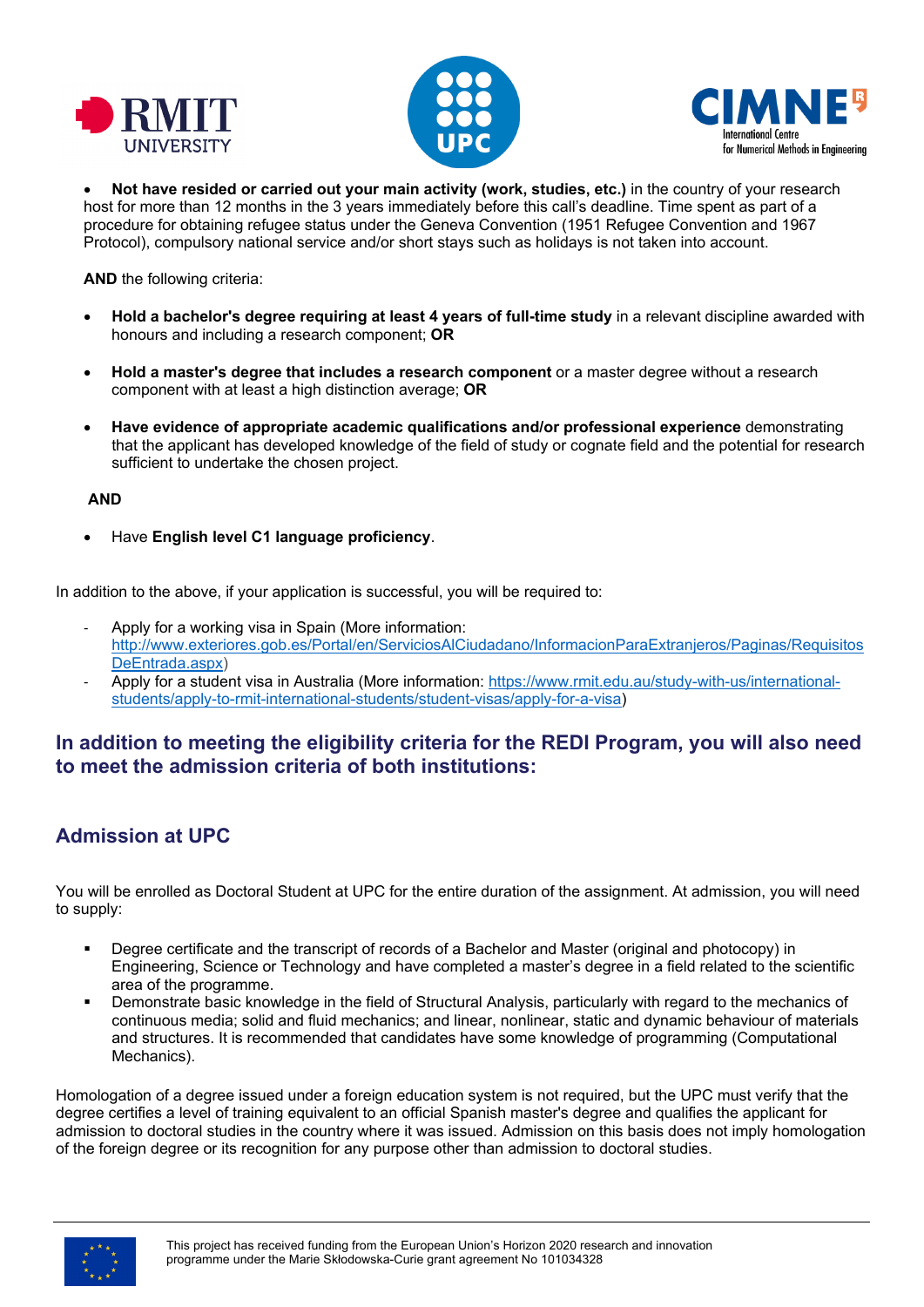- **Not have resided or carried out your main activity (work, studies, etc.)** in the country of your research host for more than 12 months in the 3 years immediately before this call's deadline. Time spent as part of a procedure for obtaining refugee status under the Geneva Convention (1951 Refugee Convention and 1967 Protocol), compulsory national service and/or short stays such as holidays is not taken into account.

**AND** the following criteria:

- **Hold a bachelor's degree requiring at least 4 years of full-time study** in a relevant discipline awarded with honours and including a research component; **OR**
- **Hold a master's degree that includes a research component** or a master degree without a research component with at least a high distinction average; **OR**
- **Have evidence of appropriate academic qualifications and/or professional experience** demonstrating that the applicant has developed knowledge of the field of study or cognate field and the potential for research sufficient to undertake the chosen project.

**AND**

- Have **English level C1 language proficiency**.

In addition to the above, if your application is successful, you will be required to:

- Apply for a working visa in Spain (More information: [http://www.exteriores.gob.es/Portal/en/ServiciosAlCiudadano/InformacionParaExtranjeros/Paginas/RequisitosDeEntrada.aspx](http://www.exteriores.gob.es/Portal/en/ServiciosAlCiudadano/InformacionParaExtranjeros/Paginas/RequisitosDeEntrada.aspx))
- Apply for a student visa in Australia (More information: [https://www.rmit.edu.au/study-with-us/international-students/apply-to-rmit-international-students/student-visas/apply-for-a-visa](https://www.rmit.edu.au/study-with-us/international-students/apply-to-rmit-international-students/student-visas/apply-for-a-visa))

## In addition to meeting the eligibility criteria for the REDI Program, you will also need to meet the admission criteria of both institutions:

## Admission at UPC

You will be enrolled as Doctoral Student at UPC for the entire duration of the assignment. At admission, you will need to supply:

- Degree certificate and the transcript of records of a Bachelor and Master (original and photocopy) in Engineering, Science or Technology and have completed a master's degree in a field related to the scientific area of the programme.
- Demonstrate basic knowledge in the field of Structural Analysis, particularly with regard to the mechanics of continuous media; solid and fluid mechanics; and linear, nonlinear, static and dynamic behaviour of materials and structures. It is recommended that candidates have some knowledge of programming (Computational Mechanics).

Homologation of a degree issued under a foreign education system is not required, but the UPC must verify that the degree certifies a level of training equivalent to an official Spanish master's degree and qualifies the applicant for admission to doctoral studies in the country where it was issued. Admission on this basis does not imply homologation of the foreign degree or its recognition for any purpose other than admission to doctoral studies.

This project has received funding from the European Union's Horizon 2020 research and innovation programme under the Marie Skłodowska-Curie grant agreement No 101034328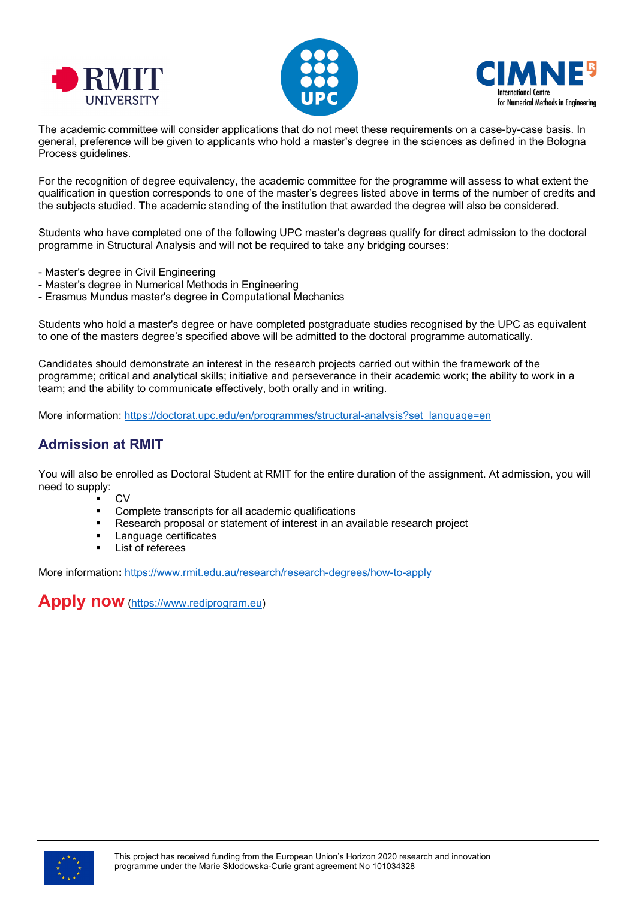The academic committee will consider applications that do not meet these requirements on a case-by-case basis. In general, preference will be given to applicants who hold a master's degree in the sciences as defined in the Bologna Process guidelines.

For the recognition of degree equivalency, the academic committee for the programme will assess to what extent the qualification in question corresponds to one of the master's degrees listed above in terms of the number of credits and the subjects studied. The academic standing of the institution that awarded the degree will also be considered.

Students who have completed one of the following UPC master's degrees qualify for direct admission to the doctoral programme in Structural Analysis and will not be required to take any bridging courses:

- Master's degree in Civil Engineering
- Master's degree in Numerical Methods in Engineering
- Erasmus Mundus master's degree in Computational Mechanics

Students who hold a master's degree or have completed postgraduate studies recognised by the UPC as equivalent to one of the masters degree's specified above will be admitted to the doctoral programme automatically.

Candidates should demonstrate an interest in the research projects carried out within the framework of the programme; critical and analytical skills; initiative and perseverance in their academic work; the ability to work in a team; and the ability to communicate effectively, both orally and in writing.

More information: https://doctorat.upc.edu/en/programmes/structural-analysis?set_language=en

## Admission at RMIT

You will also be enrolled as Doctoral Student at RMIT for the entire duration of the assignment. At admission, you will need to supply:

- CV
- Complete transcripts for all academic qualifications
- Research proposal or statement of interest in an available research project
- Language certificates
- List of referees

More information: https://www.rmit.edu.au/research/research-degrees/how-to-apply

## Apply now (https://www.rediprogram.eu)

This project has received funding from the European Union's Horizon 2020 research and innovation programme under the Marie Skłodowska-Curie grant agreement No 101034328